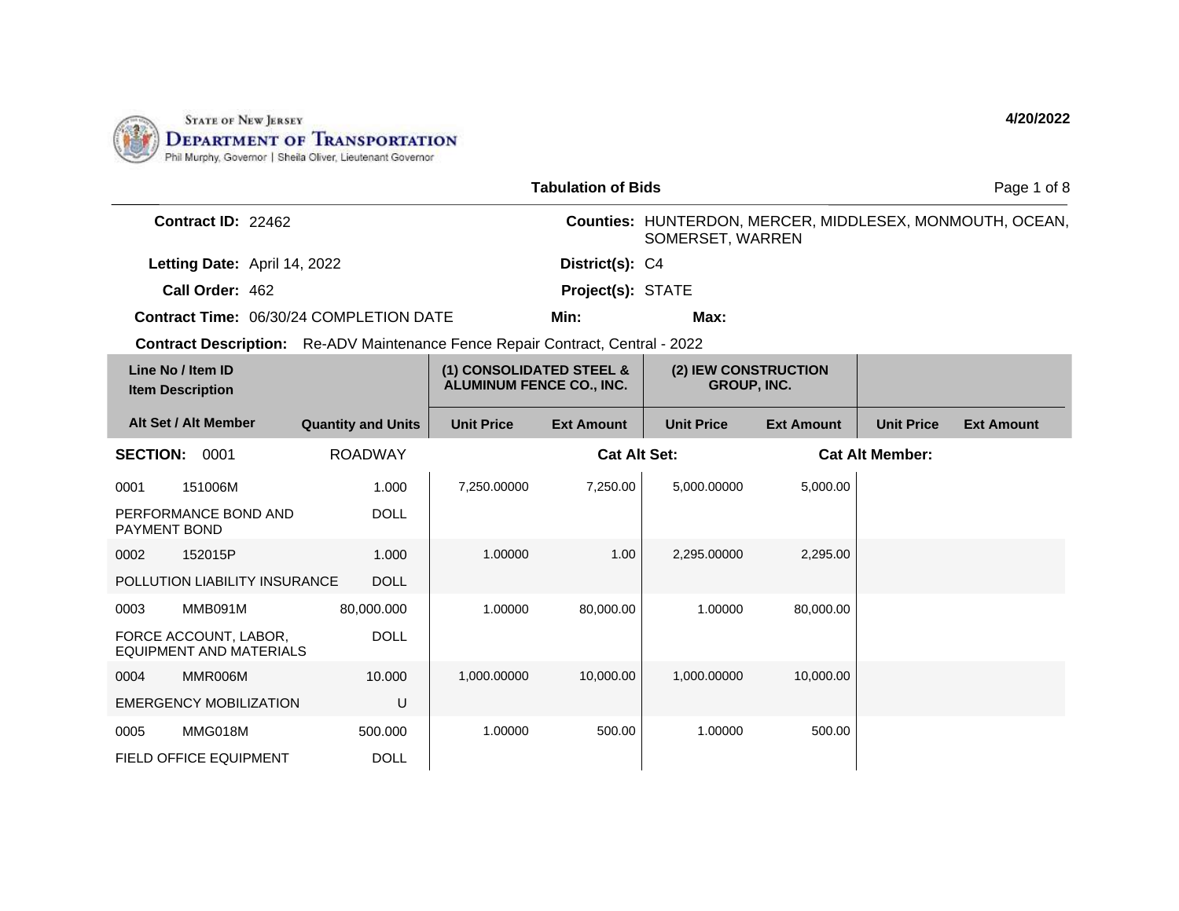STATE OF NEW JERSEY
**DEPARTMENT OF TRANSPORTATION**
Phil Murphy, Governor | Sheila Oliver, Lieutenant Governor

**4/20/2022**

## Tabulation of Bids

**Contract ID:** 22462

**Counties:** HUNTERDON, MERCER, MIDDLESEX, MONMOUTH, OCEAN, SOMERSET, WARREN

**Letting Date:** April 14, 2022

**District(s):** C4

**Call Order:** 462

**Project(s):** STATE

**Contract Time:** 06/30/24 COMPLETION DATE

**Min:**

**Max:**

**Contract Description:** Re-ADV Maintenance Fence Repair Contract, Central - 2022

| Line No / Item ID<br>Item Description | | (1) CONSOLIDATED STEEL & ALUMINUM FENCE CO., INC. | | (2) IEW CONSTRUCTION GROUP, INC. | | | |
|---|---|---|---|---|---|---|---|
| **Alt Set / Alt Member** | **Quantity and Units** | **Unit Price** | **Ext Amount** | **Unit Price** | **Ext Amount** | **Unit Price** | **Ext Amount** |
| **SECTION: 0001** | ROADWAY | | **Cat Alt Set:** | | | **Cat Alt Member:** | |
| 0001 151006M | 1.000 | 7,250.00000 | 7,250.00 | 5,000.00000 | 5,000.00 | | |
| PERFORMANCE BOND AND PAYMENT BOND | DOLL | | | | | | |
| 0002 152015P | 1.000 | 1.00000 | 1.00 | 2,295.00000 | 2,295.00 | | |
| POLLUTION LIABILITY INSURANCE | DOLL | | | | | | |
| 0003 MMB091M | 80,000.000 | 1.00000 | 80,000.00 | 1.00000 | 80,000.00 | | |
| FORCE ACCOUNT, LABOR, EQUIPMENT AND MATERIALS | DOLL | | | | | | |
| 0004 MMR006M | 10.000 | 1,000.00000 | 10,000.00 | 1,000.00000 | 10,000.00 | | |
| EMERGENCY MOBILIZATION | U | | | | | | |
| 0005 MMG018M | 500.000 | 1.00000 | 500.00 | 1.00000 | 500.00 | | |
| FIELD OFFICE EQUIPMENT | DOLL | | | | | | |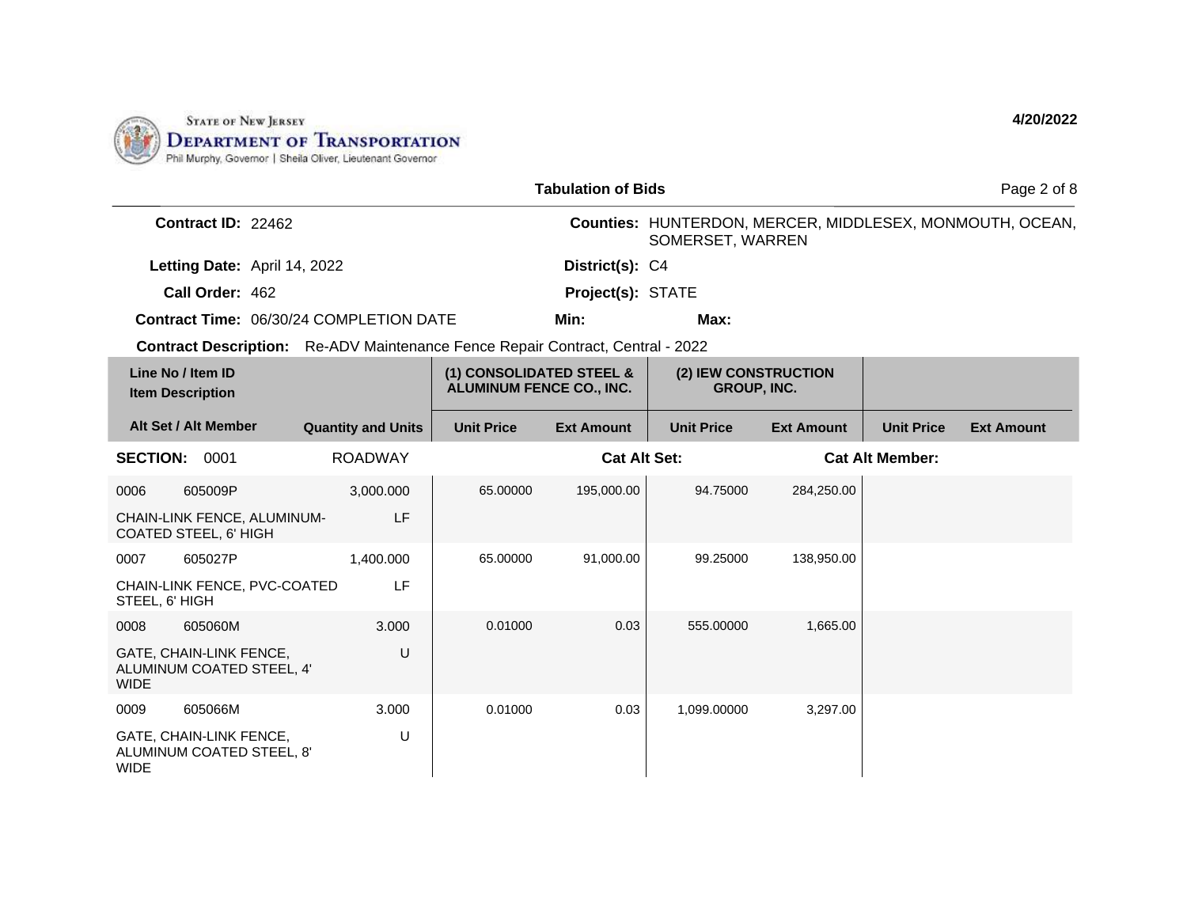STATE OF NEW JERSEY
**DEPARTMENT OF TRANSPORTATION**
Phil Murphy, Governor | Sheila Oliver, Lieutenant Governor

**4/20/2022**

**Tabulation of Bids**

**Contract ID:** 22462
**Counties:** HUNTERDON, MERCER, MIDDLESEX, MONMOUTH, OCEAN, SOMERSET, WARREN
**Letting Date:** April 14, 2022
**District(s):** C4
**Call Order:** 462
**Project(s):** STATE
**Contract Time:** 06/30/24 COMPLETION DATE
**Min:**
**Max:**

**Contract Description:** Re-ADV Maintenance Fence Repair Contract, Central - 2022

| Line No / Item ID / Item Description / Alt Set / Alt Member | Quantity and Units | (1) CONSOLIDATED STEEL & ALUMINUM FENCE CO., INC. Unit Price | Ext Amount | (2) IEW CONSTRUCTION GROUP, INC. Unit Price | Ext Amount | Unit Price | Ext Amount |
|---|---|---|---|---|---|---|---|
| **SECTION: 0001** ROADWAY | | Cat Alt Set: | | | Cat Alt Member: | | |
| 0006 605009P CHAIN-LINK FENCE, ALUMINUM-COATED STEEL, 6' HIGH | 3,000.000 LF | 65.00000 | 195,000.00 | 94.75000 | 284,250.00 | | |
| 0007 605027P CHAIN-LINK FENCE, PVC-COATED STEEL, 6' HIGH | 1,400.000 LF | 65.00000 | 91,000.00 | 99.25000 | 138,950.00 | | |
| 0008 605060M GATE, CHAIN-LINK FENCE, ALUMINUM COATED STEEL, 4' WIDE | 3.000 U | 0.01000 | 0.03 | 555.00000 | 1,665.00 | | |
| 0009 605066M GATE, CHAIN-LINK FENCE, ALUMINUM COATED STEEL, 8' WIDE | 3.000 U | 0.01000 | 0.03 | 1,099.00000 | 3,297.00 | | |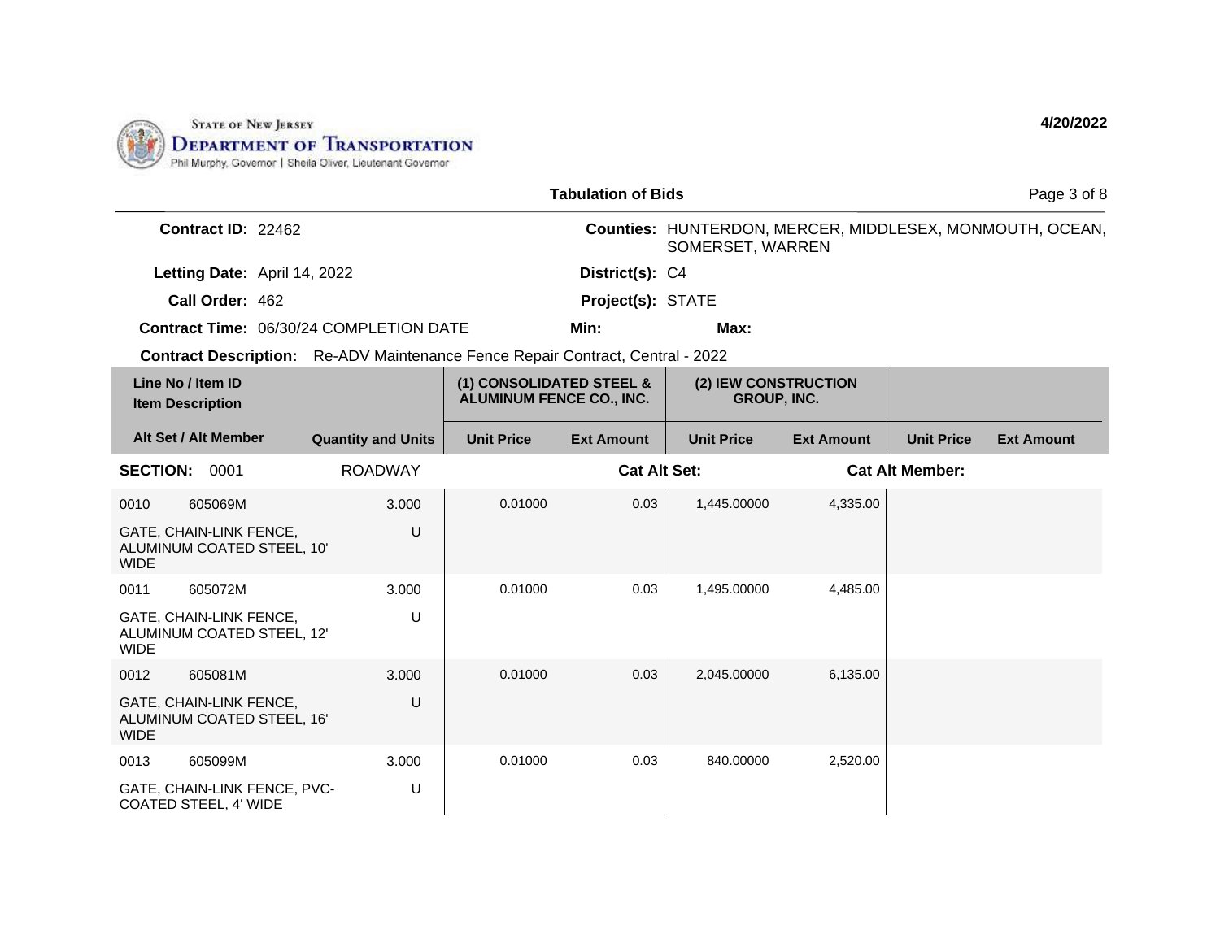STATE OF NEW JERSEY
**DEPARTMENT OF TRANSPORTATION**
Phil Murphy, Governor | Sheila Oliver, Lieutenant Governor

**4/20/2022**

## Tabulation of Bids

**Contract ID:** 22462

**Counties:** HUNTERDON, MERCER, MIDDLESEX, MONMOUTH, OCEAN, SOMERSET, WARREN

**Letting Date:** April 14, 2022

**District(s):** C4

**Call Order:** 462

**Project(s):** STATE

**Contract Time:** 06/30/24 COMPLETION DATE

**Min:** **Max:**

**Contract Description:** Re-ADV Maintenance Fence Repair Contract, Central - 2022

| Line No / Item ID<br>Item Description | | | (1) CONSOLIDATED STEEL & ALUMINUM FENCE CO., INC. | | (2) IEW CONSTRUCTION GROUP, INC. | | | |
|---|---|---|---|---|---|---|---|---|
| **Alt Set / Alt Member** | | **Quantity and Units** | **Unit Price** | **Ext Amount** | **Unit Price** | **Ext Amount** | **Unit Price** | **Ext Amount** |
| **SECTION:** 0001 | | ROADWAY | | **Cat Alt Set:** | | | **Cat Alt Member:** | |
| 0010 | 605069M | 3.000 | 0.01000 | 0.03 | 1,445.00000 | 4,335.00 | | |
| GATE, CHAIN-LINK FENCE, ALUMINUM COATED STEEL, 10' WIDE | | U | | | | | | |
| 0011 | 605072M | 3.000 | 0.01000 | 0.03 | 1,495.00000 | 4,485.00 | | |
| GATE, CHAIN-LINK FENCE, ALUMINUM COATED STEEL, 12' WIDE | | U | | | | | | |
| 0012 | 605081M | 3.000 | 0.01000 | 0.03 | 2,045.00000 | 6,135.00 | | |
| GATE, CHAIN-LINK FENCE, ALUMINUM COATED STEEL, 16' WIDE | | U | | | | | | |
| 0013 | 605099M | 3.000 | 0.01000 | 0.03 | 840.00000 | 2,520.00 | | |
| GATE, CHAIN-LINK FENCE, PVC-COATED STEEL, 4' WIDE | | U | | | | | | |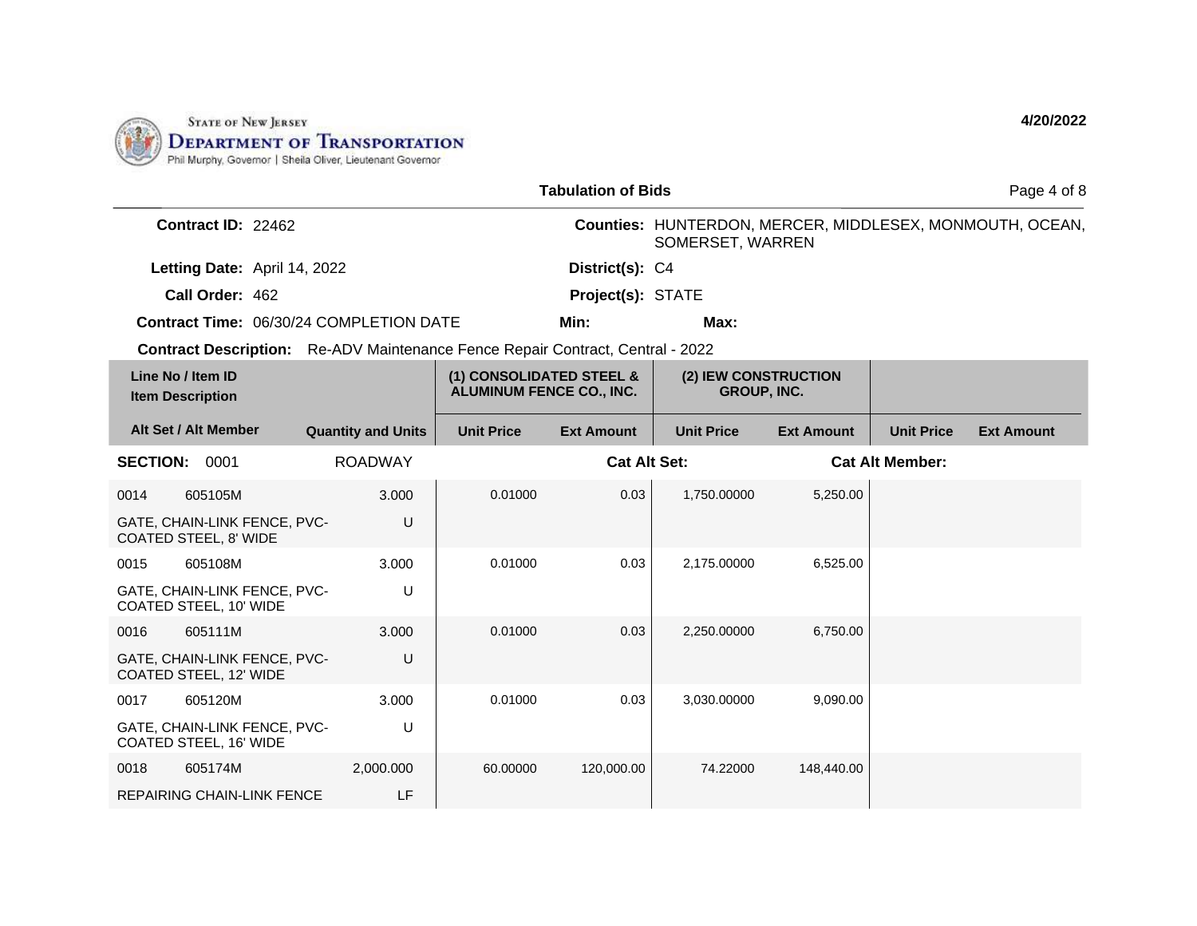**STATE OF NEW JERSEY**
**DEPARTMENT OF TRANSPORTATION**
Phil Murphy, Governor | Sheila Oliver, Lieutenant Governor

**4/20/2022**

## Tabulation of Bids

**Contract ID:** 22462

**Counties:** HUNTERDON, MERCER, MIDDLESEX, MONMOUTH, OCEAN, SOMERSET, WARREN

**Letting Date:** April 14, 2022

**District(s):** C4

**Call Order:** 462

**Project(s):** STATE

**Contract Time:** 06/30/24 COMPLETION DATE

**Min:**

**Max:**

**Contract Description:** Re-ADV Maintenance Fence Repair Contract, Central - 2022

| Line No / Item ID<br>Item Description<br>Alt Set / Alt Member | | Quantity and Units | (1) CONSOLIDATED STEEL & ALUMINUM FENCE CO., INC. | | (2) IEW CONSTRUCTION GROUP, INC. | | | |
|---|---|---|---|---|---|---|---|---|
| | | | Unit Price | Ext Amount | Unit Price | Ext Amount | Unit Price | Ext Amount |
| **SECTION:** 0001 | | ROADWAY | | Cat Alt Set: | | | Cat Alt Member: | |
| 0014 | 605105M | 3.000 | 0.01000 | 0.03 | 1,750.00000 | 5,250.00 | | |
| GATE, CHAIN-LINK FENCE, PVC-COATED STEEL, 8' WIDE | | U | | | | | | |
| 0015 | 605108M | 3.000 | 0.01000 | 0.03 | 2,175.00000 | 6,525.00 | | |
| GATE, CHAIN-LINK FENCE, PVC-COATED STEEL, 10' WIDE | | U | | | | | | |
| 0016 | 605111M | 3.000 | 0.01000 | 0.03 | 2,250.00000 | 6,750.00 | | |
| GATE, CHAIN-LINK FENCE, PVC-COATED STEEL, 12' WIDE | | U | | | | | | |
| 0017 | 605120M | 3.000 | 0.01000 | 0.03 | 3,030.00000 | 9,090.00 | | |
| GATE, CHAIN-LINK FENCE, PVC-COATED STEEL, 16' WIDE | | U | | | | | | |
| 0018 | 605174M | 2,000.000 | 60.00000 | 120,000.00 | 74.22000 | 148,440.00 | | |
| REPAIRING CHAIN-LINK FENCE | | LF | | | | | | |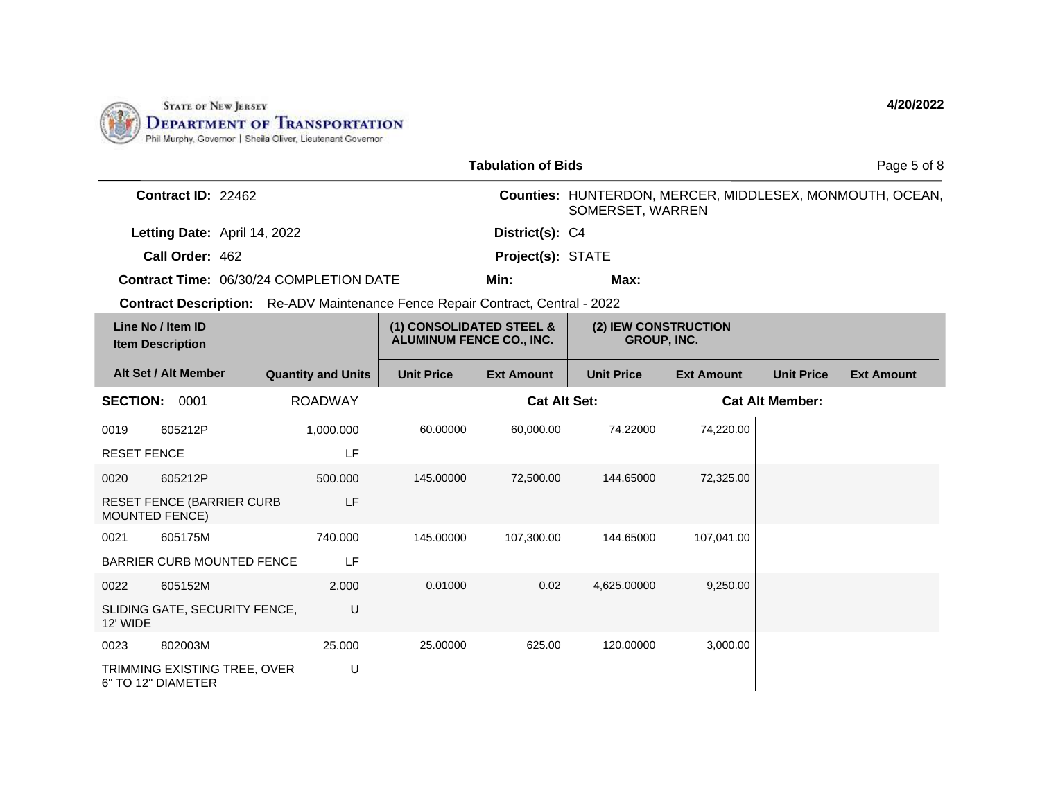State of New Jersey Department of Transportation
Phil Murphy, Governor | Sheila Oliver, Lieutenant Governor

4/20/2022

## Tabulation of Bids

**Contract ID:** 22462

**Counties:** HUNTERDON, MERCER, MIDDLESEX, MONMOUTH, OCEAN, SOMERSET, WARREN

**Letting Date:** April 14, 2022

**District(s):** C4

**Call Order:** 462

**Project(s):** STATE

**Contract Time:** 06/30/24 COMPLETION DATE

**Min:**

**Max:**

**Contract Description:** Re-ADV Maintenance Fence Repair Contract, Central - 2022

| Line No / Item ID / Item Description | | Quantity and Units | (1) CONSOLIDATED STEEL & ALUMINUM FENCE CO., INC. | | (2) IEW CONSTRUCTION GROUP, INC. | | | |
|---|---|---|---|---|---|---|---|---|
| Alt Set / Alt Member | | | Unit Price | Ext Amount | Unit Price | Ext Amount | Unit Price | Ext Amount |
| **SECTION:** 0001 | | ROADWAY | | **Cat Alt Set:** | | **Cat Alt Member:** | | |
| 0019 | 605212P | 1,000.000 | 60.00000 | 60,000.00 | 74.22000 | 74,220.00 | | |
| RESET FENCE | | LF | | | | | | |
| 0020 | 605212P | 500.000 | 145.00000 | 72,500.00 | 144.65000 | 72,325.00 | | |
| RESET FENCE (BARRIER CURB MOUNTED FENCE) | | LF | | | | | | |
| 0021 | 605175M | 740.000 | 145.00000 | 107,300.00 | 144.65000 | 107,041.00 | | |
| BARRIER CURB MOUNTED FENCE | | LF | | | | | | |
| 0022 | 605152M | 2.000 | 0.01000 | 0.02 | 4,625.00000 | 9,250.00 | | |
| SLIDING GATE, SECURITY FENCE, 12' WIDE | | U | | | | | | |
| 0023 | 802003M | 25.000 | 25.00000 | 625.00 | 120.00000 | 3,000.00 | | |
| TRIMMING EXISTING TREE, OVER 6" TO 12" DIAMETER | | U | | | | | | |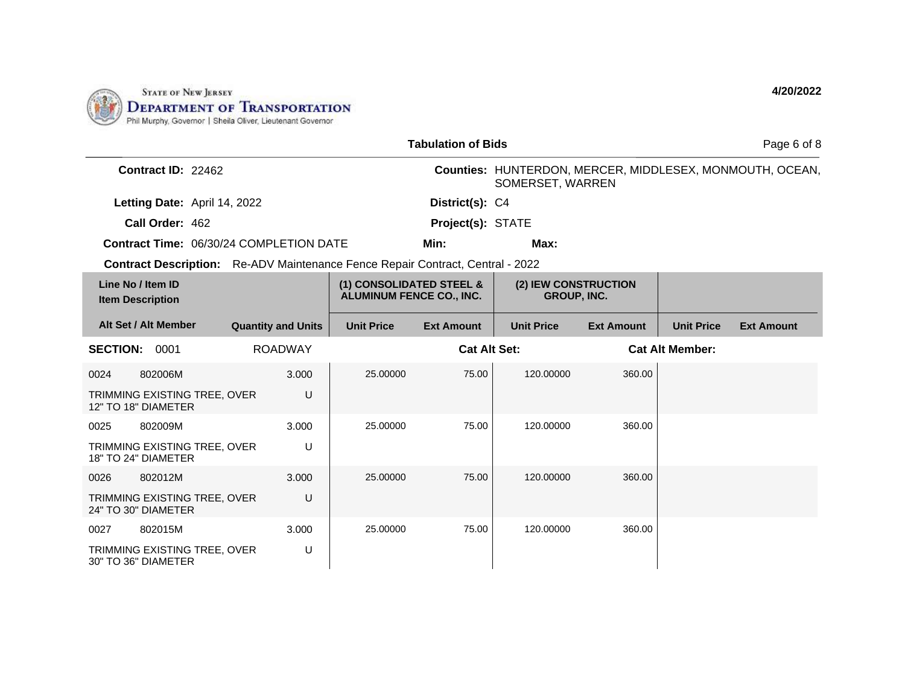**Tabulation of Bids**

**Contract ID:** 22462

**Counties:** HUNTERDON, MERCER, MIDDLESEX, MONMOUTH, OCEAN, SOMERSET, WARREN

**Letting Date:** April 14, 2022

**District(s):** C4

**Call Order:** 462

**Project(s):** STATE

**Contract Time:** 06/30/24 COMPLETION DATE

**Min:**

**Max:**

**Contract Description:** Re-ADV Maintenance Fence Repair Contract, Central - 2022

| Line No / Item ID | Item Description / Alt Set / Alt Member | Quantity and Units | (1) CONSOLIDATED STEEL & ALUMINUM FENCE CO., INC. Unit Price | (1) Ext Amount | (2) IEW CONSTRUCTION GROUP, INC. Unit Price | (2) Ext Amount | Unit Price | Ext Amount |
|---|---|---|---|---|---|---|---|---|
| **SECTION: 0001** | ROADWAY | | Cat Alt Set: | | | Cat Alt Member: | | |
| 0024 802006M | TRIMMING EXISTING TREE, OVER 12" TO 18" DIAMETER | 3.000 U | 25.00000 | 75.00 | 120.00000 | 360.00 | | |
| 0025 802009M | TRIMMING EXISTING TREE, OVER 18" TO 24" DIAMETER | 3.000 U | 25.00000 | 75.00 | 120.00000 | 360.00 | | |
| 0026 802012M | TRIMMING EXISTING TREE, OVER 24" TO 30" DIAMETER | 3.000 U | 25.00000 | 75.00 | 120.00000 | 360.00 | | |
| 0027 802015M | TRIMMING EXISTING TREE, OVER 30" TO 36" DIAMETER | 3.000 U | 25.00000 | 75.00 | 120.00000 | 360.00 | | |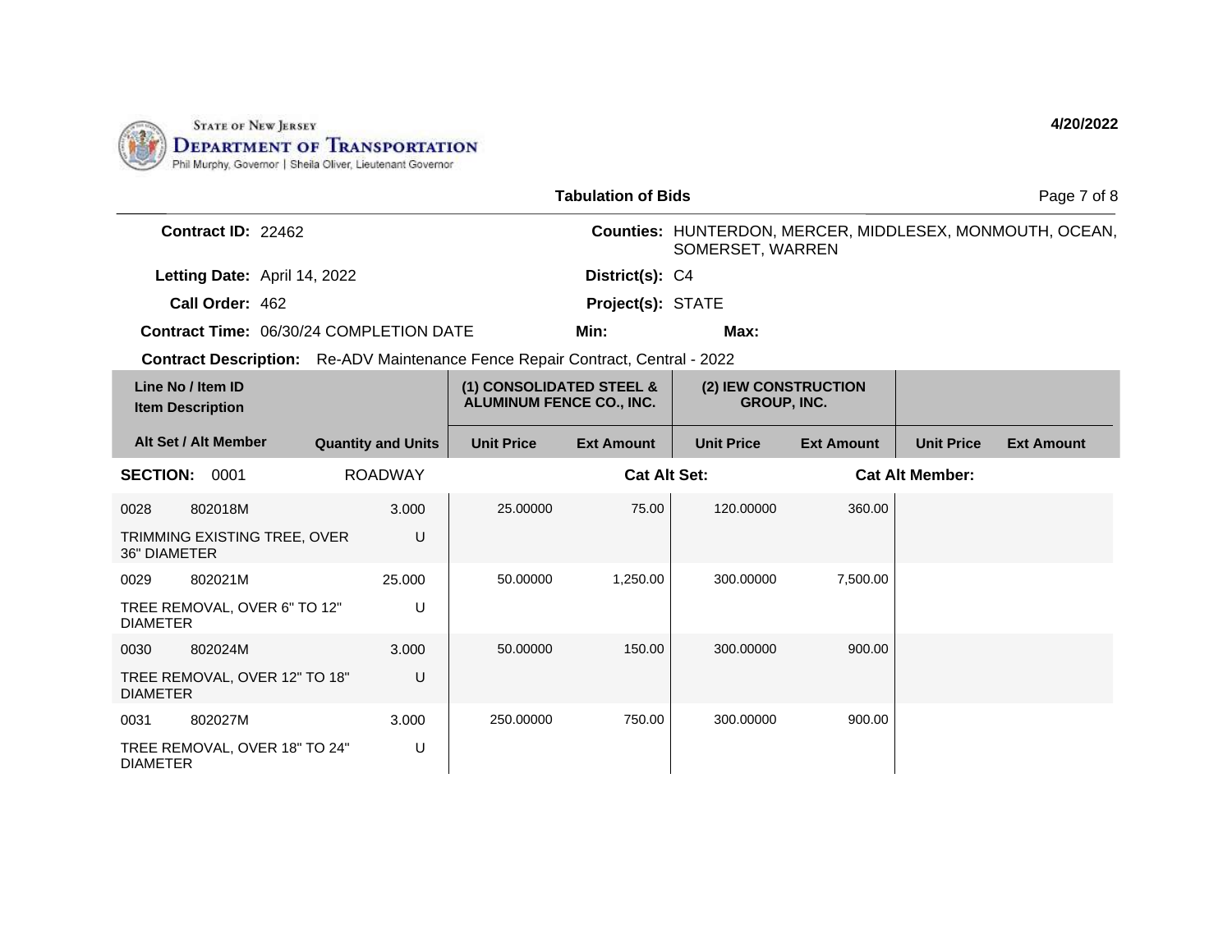State of New Jersey
Department of Transportation
Phil Murphy, Governor | Sheila Oliver, Lieutenant Governor

4/20/2022

**Tabulation of Bids**

**Contract ID:** 22462

**Counties:** HUNTERDON, MERCER, MIDDLESEX, MONMOUTH, OCEAN, SOMERSET, WARREN

**Letting Date:** April 14, 2022

**District(s):** C4

**Call Order:** 462

**Project(s):** STATE

**Contract Time:** 06/30/24 COMPLETION DATE

**Min:**

**Max:**

**Contract Description:** Re-ADV Maintenance Fence Repair Contract, Central - 2022

| Line No / Item ID / Item Description | Alt Set / Alt Member | Quantity and Units | (1) CONSOLIDATED STEEL & ALUMINUM FENCE CO., INC. Unit Price | (1) Ext Amount | (2) IEW CONSTRUCTION GROUP, INC. Unit Price | (2) Ext Amount | Unit Price | Ext Amount |
|---|---|---|---|---|---|---|---|---|
| **SECTION: 0001** | | ROADWAY | | **Cat Alt Set:** | | **Cat Alt Member:** | | |
| 0028 802018M TRIMMING EXISTING TREE, OVER 36" DIAMETER | | 3.000 U | 25.00000 | 75.00 | 120.00000 | 360.00 | | |
| 0029 802021M TREE REMOVAL, OVER 6" TO 12" DIAMETER | | 25.000 U | 50.00000 | 1,250.00 | 300.00000 | 7,500.00 | | |
| 0030 802024M TREE REMOVAL, OVER 12" TO 18" DIAMETER | | 3.000 U | 50.00000 | 150.00 | 300.00000 | 900.00 | | |
| 0031 802027M TREE REMOVAL, OVER 18" TO 24" DIAMETER | | 3.000 U | 250.00000 | 750.00 | 300.00000 | 900.00 | | |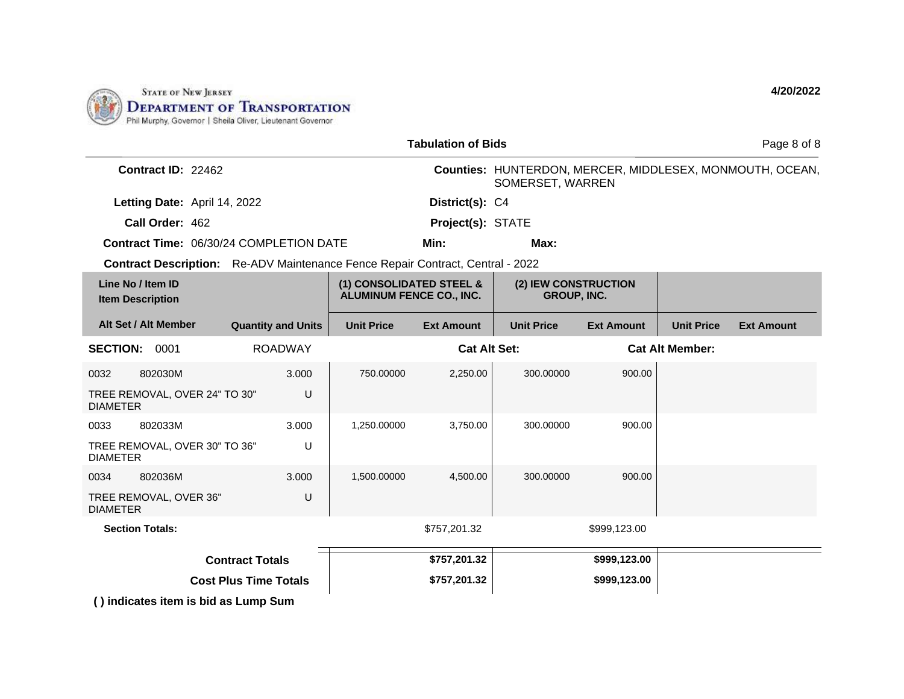State of New Jersey
Department of Transportation
Phil Murphy, Governor | Sheila Oliver, Lieutenant Governor

4/20/2022

## Tabulation of Bids

**Contract ID:** 22462

**Counties:** HUNTERDON, MERCER, MIDDLESEX, MONMOUTH, OCEAN, SOMERSET, WARREN

**Letting Date:** April 14, 2022

**District(s):** C4

**Call Order:** 462

**Project(s):** STATE

**Contract Time:** 06/30/24 COMPLETION DATE

**Min:**

**Max:**

**Contract Description:** Re-ADV Maintenance Fence Repair Contract, Central - 2022

| Line No / Item ID / Item Description | | | (1) CONSOLIDATED STEEL & ALUMINUM FENCE CO., INC. | | (2) IEW CONSTRUCTION GROUP, INC. | | | |
|---|---|---|---|---|---|---|---|---|
| **Alt Set / Alt Member** | | **Quantity and Units** | **Unit Price** | **Ext Amount** | **Unit Price** | **Ext Amount** | **Unit Price** | **Ext Amount** |
| **SECTION:** 0001 | | ROADWAY | | **Cat Alt Set:** | | **Cat Alt Member:** | | |
| 0032 | 802030M | 3.000 | 750.00000 | 2,250.00 | 300.00000 | 900.00 | | |
| TREE REMOVAL, OVER 24" TO 30" DIAMETER | | U | | | | | | |
| 0033 | 802033M | 3.000 | 1,250.00000 | 3,750.00 | 300.00000 | 900.00 | | |
| TREE REMOVAL, OVER 30" TO 36" DIAMETER | | U | | | | | | |
| 0034 | 802036M | 3.000 | 1,500.00000 | 4,500.00 | 300.00000 | 900.00 | | |
| TREE REMOVAL, OVER 36" DIAMETER | | U | | | | | | |
| **Section Totals:** | | | | $757,201.32 | | $999,123.00 | | |
| **Contract Totals** | | | | **$757,201.32** | | **$999,123.00** | | |
| **Cost Plus Time Totals** | | | | **$757,201.32** | | **$999,123.00** | | |

**( ) indicates item is bid as Lump Sum**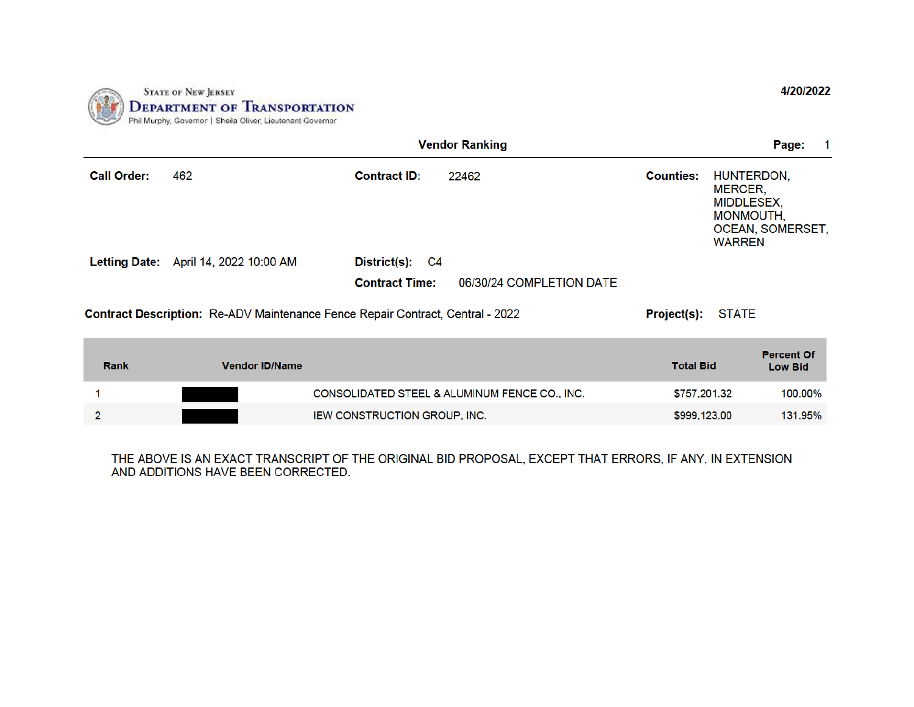State of New Jersey
**Department of Transportation**
Phil Murphy, Governor | Sheila Oliver, Lieutenant Governor

**4/20/2022**

## Vendor Ranking

**Call Order:** 462

**Contract ID:** 22462

**Counties:** HUNTERDON, MERCER, MIDDLESEX, MONMOUTH, OCEAN, SOMERSET, WARREN

**Letting Date:** April 14, 2022 10:00 AM

**District(s):** C4

**Contract Time:** 06/30/24 COMPLETION DATE

**Contract Description:** Re-ADV Maintenance Fence Repair Contract, Central - 2022

**Project(s):** STATE

| Rank | Vendor ID/Name | | Total Bid | Percent Of Low Bid |
|---|---|---|---|---|
| 1 | [REDACTED] | CONSOLIDATED STEEL & ALUMINUM FENCE CO., INC. | $757,201.32 | 100.00% |
| 2 | [REDACTED] | IEW CONSTRUCTION GROUP, INC. | $999,123.00 | 131.95% |

THE ABOVE IS AN EXACT TRANSCRIPT OF THE ORIGINAL BID PROPOSAL, EXCEPT THAT ERRORS, IF ANY, IN EXTENSION AND ADDITIONS HAVE BEEN CORRECTED.